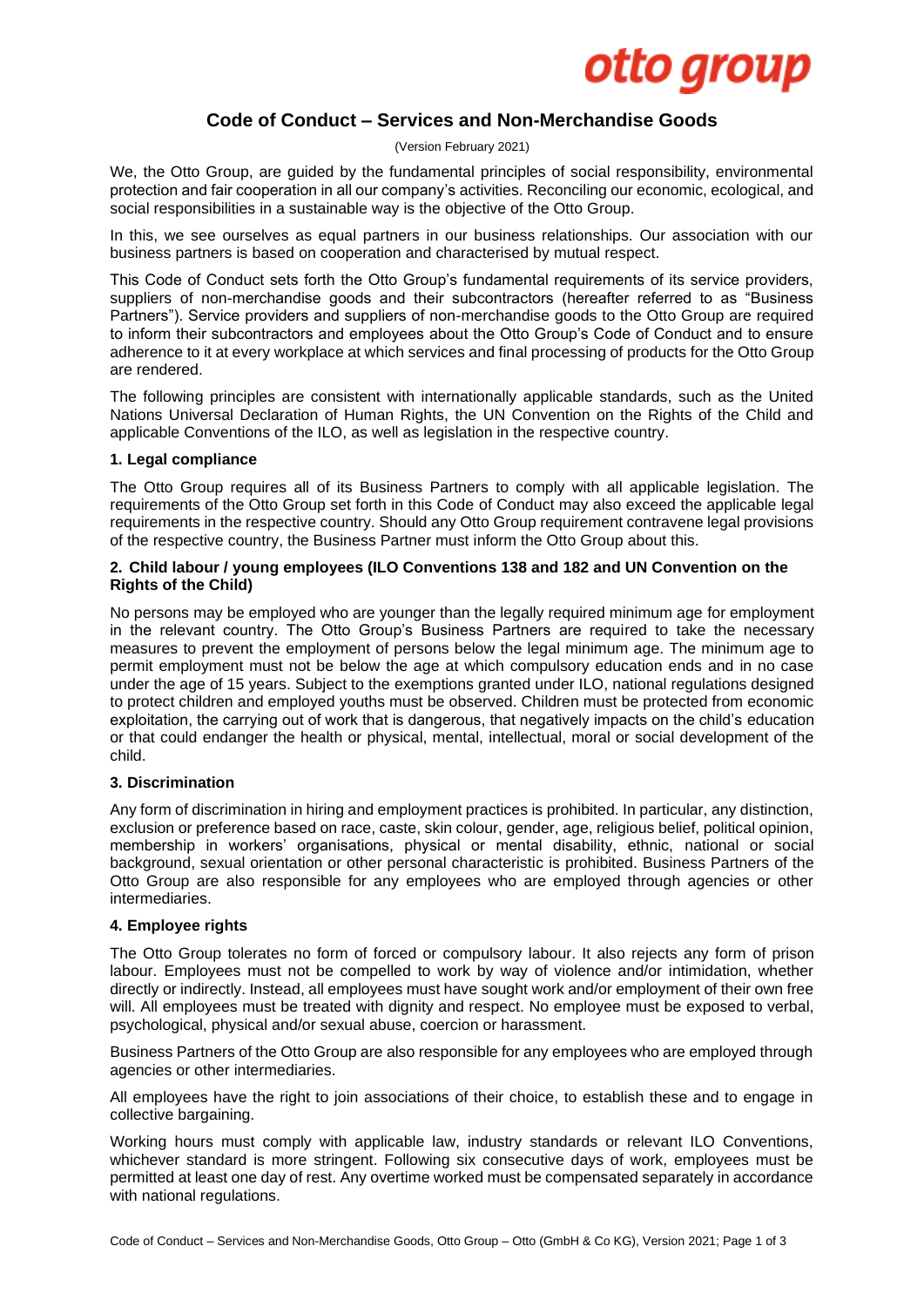# Code of Conduct – Services and Non-Merchandise Goods

(Version February 2021)

We, the Otto Group, are guided by the fundamental principles of social responsibility, environmental protection and fair cooperation in all our company's activities. Reconciling our economic, ecological, and social responsibilities in a sustainable way is the objective of the Otto Group.

In this, we see ourselves as equal partners in our business relationships. Our association with our business partners is based on cooperation and characterised by mutual respect.

This Code of Conduct sets forth the Otto Group's fundamental requirements of its service providers, suppliers of non-merchandise goods and their subcontractors (hereafter referred to as "Business Partners"). Service providers and suppliers of non-merchandise goods to the Otto Group are required to inform their subcontractors and employees about the Otto Group's Code of Conduct and to ensure adherence to it at every workplace at which services and final processing of products for the Otto Group are rendered.

The following principles are consistent with internationally applicable standards, such as the United Nations Universal Declaration of Human Rights, the UN Convention on the Rights of the Child and applicable Conventions of the ILO, as well as legislation in the respective country.

## 1. Legal compliance

The Otto Group requires all of its Business Partners to comply with all applicable legislation. The requirements of the Otto Group set forth in this Code of Conduct may also exceed the applicable legal requirements in the respective country. Should any Otto Group requirement contravene legal provisions of the respective country, the Business Partner must inform the Otto Group about this.

## 2. Child labour / young employees (ILO Conventions 138 and 182 and UN Convention on the Rights of the Child)

No persons may be employed who are younger than the legally required minimum age for employment in the relevant country. The Otto Group's Business Partners are required to take the necessary measures to prevent the employment of persons below the legal minimum age. The minimum age to permit employment must not be below the age at which compulsory education ends and in no case under the age of 15 years. Subject to the exemptions granted under ILO, national regulations designed to protect children and employed youths must be observed. Children must be protected from economic exploitation, the carrying out of work that is dangerous, that negatively impacts on the child's education or that could endanger the health or physical, mental, intellectual, moral or social development of the child.

## 3. Discrimination

Any form of discrimination in hiring and employment practices is prohibited. In particular, any distinction, exclusion or preference based on race, caste, skin colour, gender, age, religious belief, political opinion, membership in workers' organisations, physical or mental disability, ethnic, national or social background, sexual orientation or other personal characteristic is prohibited. Business Partners of the Otto Group are also responsible for any employees who are employed through agencies or other intermediaries.

## 4. Employee rights

The Otto Group tolerates no form of forced or compulsory labour. It also rejects any form of prison labour. Employees must not be compelled to work by way of violence and/or intimidation, whether directly or indirectly. Instead, all employees must have sought work and/or employment of their own free will. All employees must be treated with dignity and respect. No employee must be exposed to verbal, psychological, physical and/or sexual abuse, coercion or harassment.

Business Partners of the Otto Group are also responsible for any employees who are employed through agencies or other intermediaries.

All employees have the right to join associations of their choice, to establish these and to engage in collective bargaining.

Working hours must comply with applicable law, industry standards or relevant ILO Conventions, whichever standard is more stringent. Following six consecutive days of work, employees must be permitted at least one day of rest. Any overtime worked must be compensated separately in accordance with national regulations.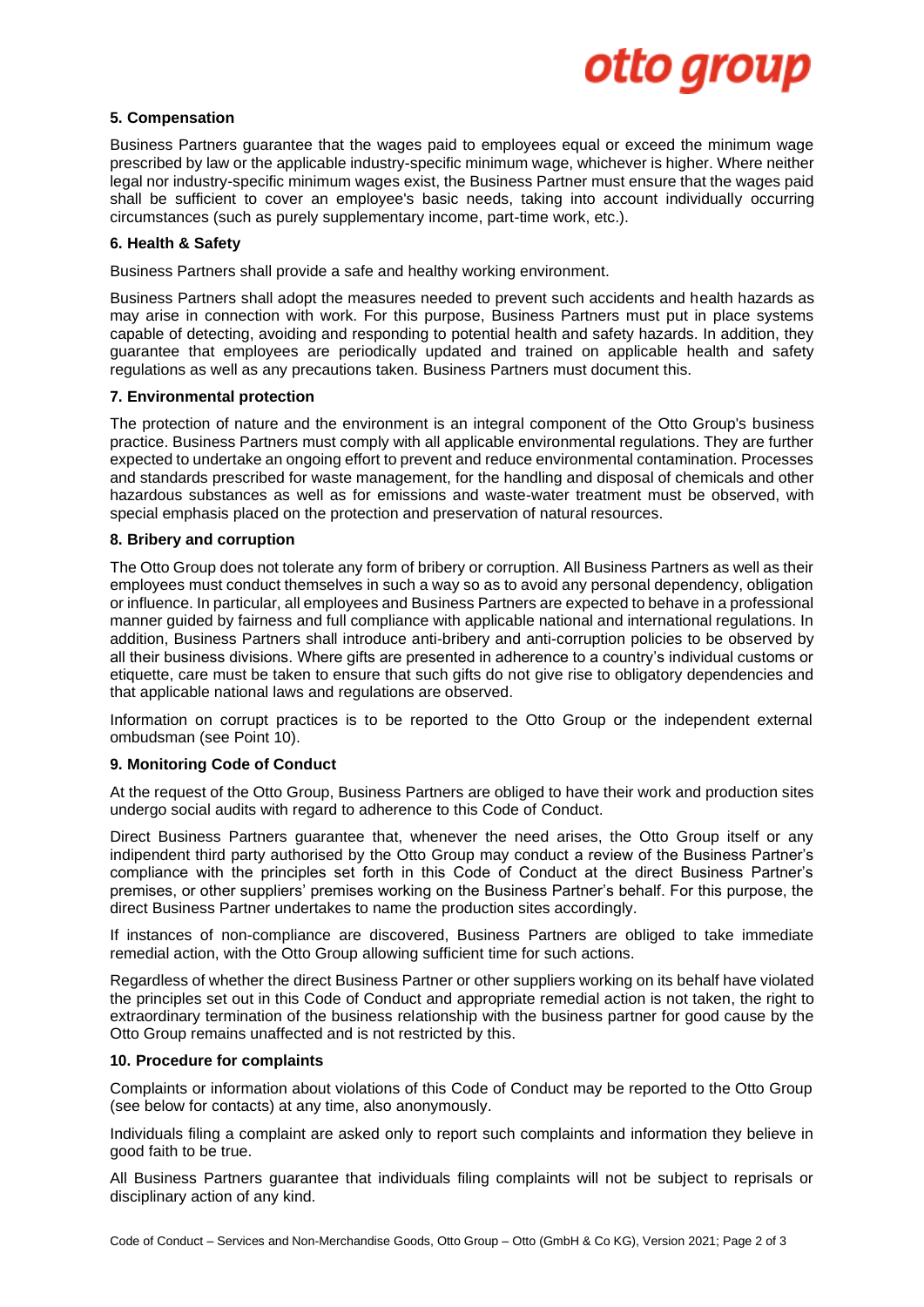### 5. Compensation

Business Partners guarantee that the wages paid to employees equal or exceed the minimum wage prescribed by law or the applicable industry-specific minimum wage, whichever is higher. Where neither legal nor industry-specific minimum wages exist, the Business Partner must ensure that the wages paid shall be sufficient to cover an employee's basic needs, taking into account individually occurring circumstances (such as purely supplementary income, part-time work, etc.).

### 6. Health & Safety

Business Partners shall provide a safe and healthy working environment.

Business Partners shall adopt the measures needed to prevent such accidents and health hazards as may arise in connection with work. For this purpose, Business Partners must put in place systems capable of detecting, avoiding and responding to potential health and safety hazards. In addition, they guarantee that employees are periodically updated and trained on applicable health and safety regulations as well as any precautions taken. Business Partners must document this.

### 7. Environmental protection

The protection of nature and the environment is an integral component of the Otto Group's business practice. Business Partners must comply with all applicable environmental regulations. They are further expected to undertake an ongoing effort to prevent and reduce environmental contamination. Processes and standards prescribed for waste management, for the handling and disposal of chemicals and other hazardous substances as well as for emissions and waste-water treatment must be observed, with special emphasis placed on the protection and preservation of natural resources.

### 8. Bribery and corruption

The Otto Group does not tolerate any form of bribery or corruption. All Business Partners as well as their employees must conduct themselves in such a way so as to avoid any personal dependency, obligation or influence. In particular, all employees and Business Partners are expected to behave in a professional manner guided by fairness and full compliance with applicable national and international regulations. In addition, Business Partners shall introduce anti-bribery and anti-corruption policies to be observed by all their business divisions. Where gifts are presented in adherence to a country's individual customs or etiquette, care must be taken to ensure that such gifts do not give rise to obligatory dependencies and that applicable national laws and regulations are observed.

Information on corrupt practices is to be reported to the Otto Group or the independent external ombudsman (see Point 10).

### 9. Monitoring Code of Conduct

At the request of the Otto Group, Business Partners are obliged to have their work and production sites undergo social audits with regard to adherence to this Code of Conduct.

Direct Business Partners guarantee that, whenever the need arises, the Otto Group itself or any indipendent third party authorised by the Otto Group may conduct a review of the Business Partner's compliance with the principles set forth in this Code of Conduct at the direct Business Partner's premises, or other suppliers' premises working on the Business Partner's behalf. For this purpose, the direct Business Partner undertakes to name the production sites accordingly.

If instances of non-compliance are discovered, Business Partners are obliged to take immediate remedial action, with the Otto Group allowing sufficient time for such actions.

Regardless of whether the direct Business Partner or other suppliers working on its behalf have violated the principles set out in this Code of Conduct and appropriate remedial action is not taken, the right to extraordinary termination of the business relationship with the business partner for good cause by the Otto Group remains unaffected and is not restricted by this.

### 10. Procedure for complaints

Complaints or information about violations of this Code of Conduct may be reported to the Otto Group (see below for contacts) at any time, also anonymously.

Individuals filing a complaint are asked only to report such complaints and information they believe in good faith to be true.

All Business Partners guarantee that individuals filing complaints will not be subject to reprisals or disciplinary action of any kind.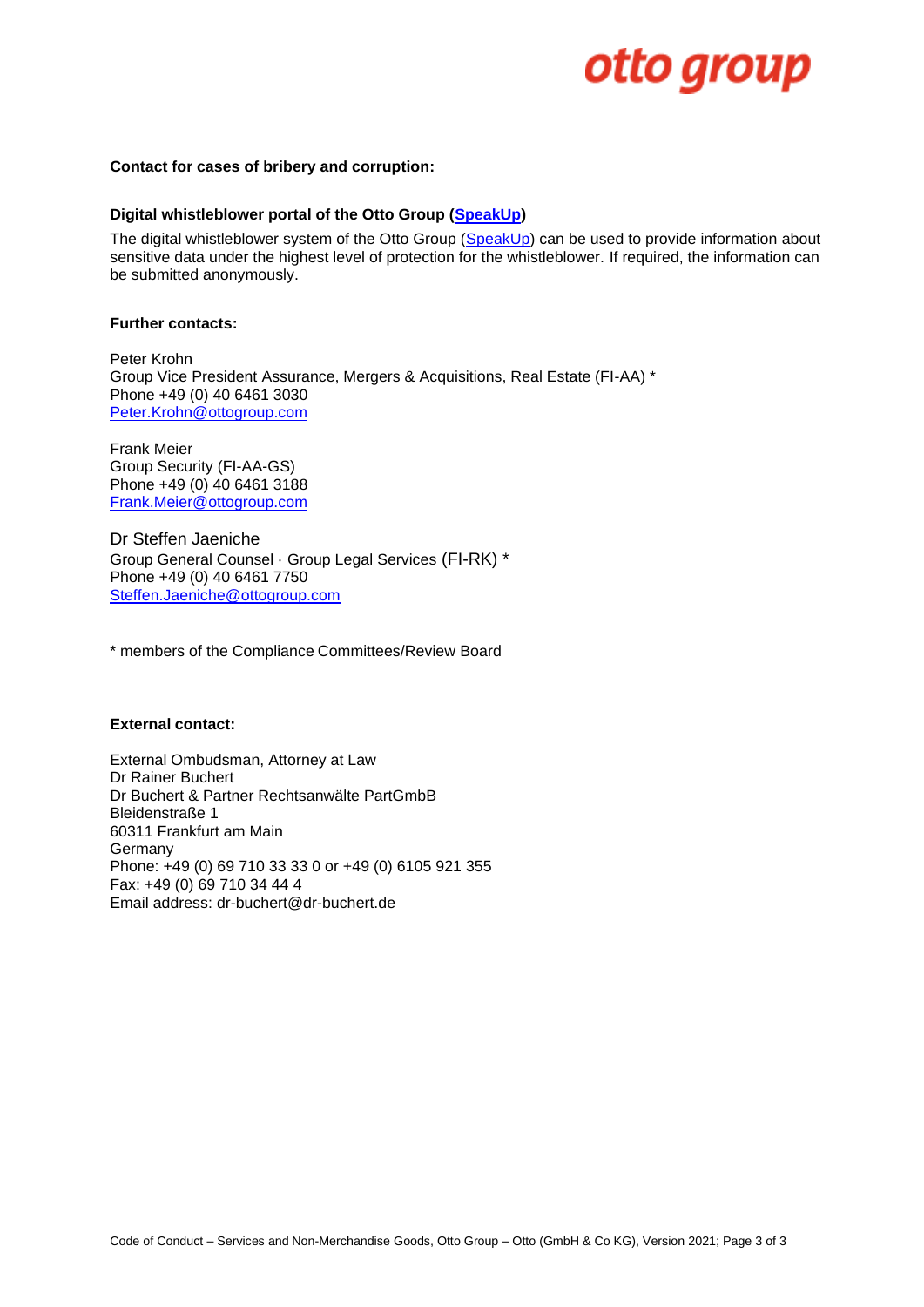**Contact for cases of bribery and corruption:**

**Digital whistleblower portal of the Otto Group (SpeakUp)**

The digital whistleblower system of the Otto Group (SpeakUp) can be used to provide information about sensitive data under the highest level of protection for the whistleblower. If required, the information can be submitted anonymously.

**Further contacts:**

Peter Krohn
Group Vice President Assurance, Mergers & Acquisitions, Real Estate (FI-AA) *
Phone +49 (0) 40 6461 3030
Peter.Krohn@ottogroup.com

Frank Meier
Group Security (FI-AA-GS)
Phone +49 (0) 40 6461 3188
Frank.Meier@ottogroup.com

Dr Steffen Jaeniche
Group General Counsel · Group Legal Services (FI-RK) *
Phone +49 (0) 40 6461 7750
Steffen.Jaeniche@ottogroup.com

* members of the Compliance Committees/Review Board

**External contact:**

External Ombudsman, Attorney at Law
Dr Rainer Buchert
Dr Buchert & Partner Rechtsanwälte PartGmbB
Bleidenstraße 1
60311 Frankfurt am Main
Germany
Phone: +49 (0) 69 710 33 33 0 or +49 (0) 6105 921 355
Fax: +49 (0) 69 710 34 44 4
Email address: dr-buchert@dr-buchert.de